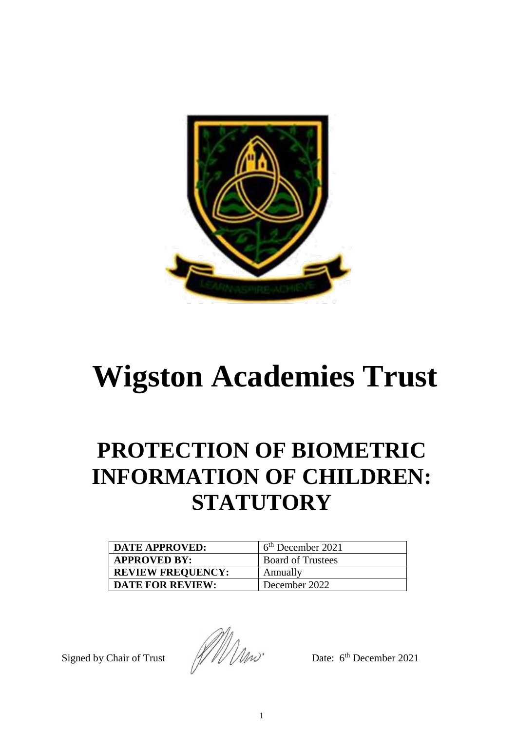# Wigston Academies Trust

## PROTECTION OF BIOMETRIC INFORMATION OF CHILDREN: STATUTORY

| DATE APPROVED: | 6th December 2021 |
|---|---|
| APPROVED BY: | Board of Trustees |
| REVIEW FREQUENCY: | Annually |
| DATE FOR REVIEW: | December 2022 |

Signed by Chair of Trust Date: 6th December 2021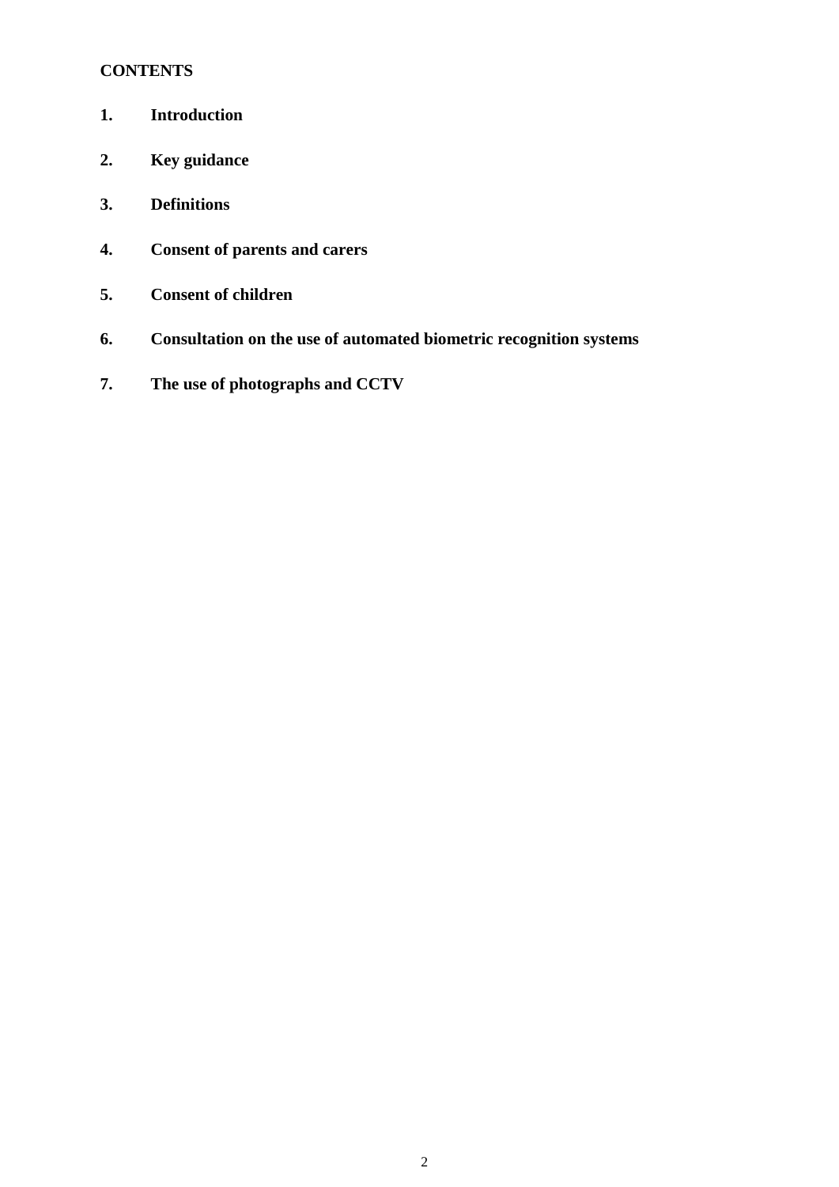**CONTENTS**

1. **Introduction**
2. **Key guidance**
3. **Definitions**
4. **Consent of parents and carers**
5. **Consent of children**
6. **Consultation on the use of automated biometric recognition systems**
7. **The use of photographs and CCTV**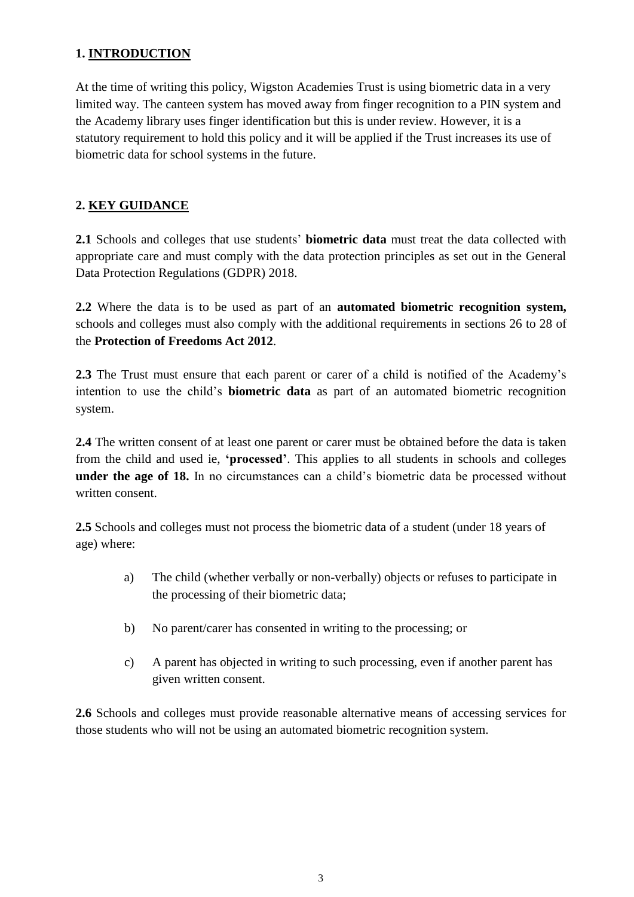## 1. INTRODUCTION

At the time of writing this policy, Wigston Academies Trust is using biometric data in a very limited way. The canteen system has moved away from finger recognition to a PIN system and the Academy library uses finger identification but this is under review. However, it is a statutory requirement to hold this policy and it will be applied if the Trust increases its use of biometric data for school systems in the future.

## 2. KEY GUIDANCE

**2.1** Schools and colleges that use students' **biometric data** must treat the data collected with appropriate care and must comply with the data protection principles as set out in the General Data Protection Regulations (GDPR) 2018.

**2.2** Where the data is to be used as part of an **automated biometric recognition system,** schools and colleges must also comply with the additional requirements in sections 26 to 28 of the **Protection of Freedoms Act 2012**.

**2.3** The Trust must ensure that each parent or carer of a child is notified of the Academy's intention to use the child's **biometric data** as part of an automated biometric recognition system.

**2.4** The written consent of at least one parent or carer must be obtained before the data is taken from the child and used ie, **'processed'**. This applies to all students in schools and colleges **under the age of 18.** In no circumstances can a child's biometric data be processed without written consent.

**2.5** Schools and colleges must not process the biometric data of a student (under 18 years of age) where:

a) The child (whether verbally or non-verbally) objects or refuses to participate in the processing of their biometric data;

b) No parent/carer has consented in writing to the processing; or

c) A parent has objected in writing to such processing, even if another parent has given written consent.

**2.6** Schools and colleges must provide reasonable alternative means of accessing services for those students who will not be using an automated biometric recognition system.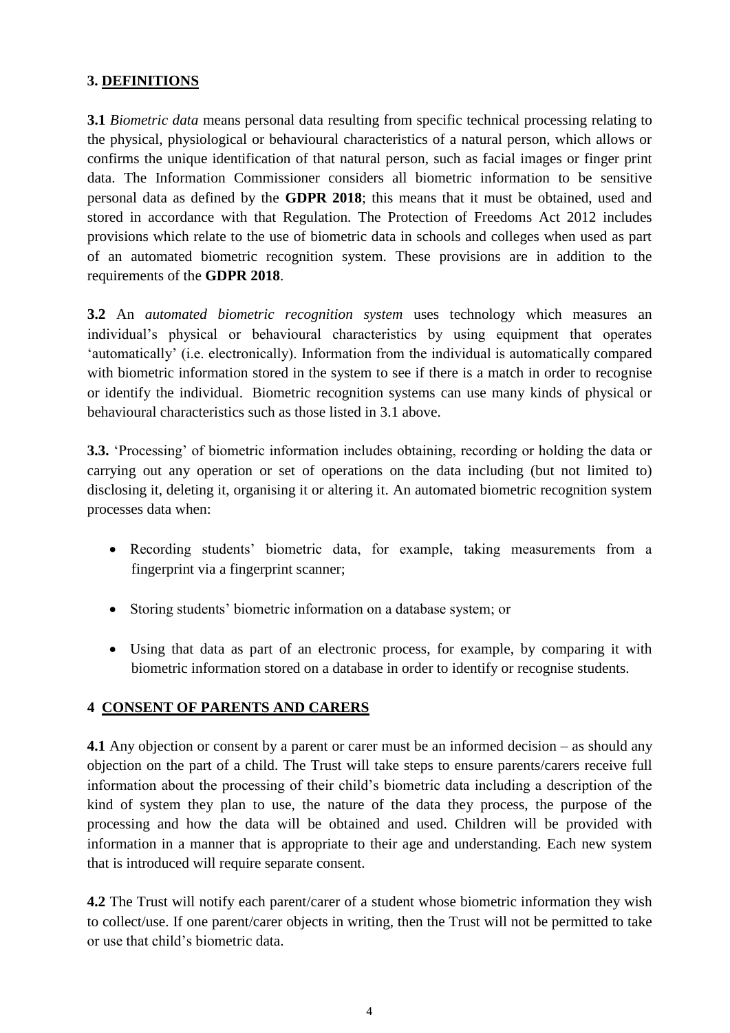## 3. DEFINITIONS

**3.1** *Biometric data* means personal data resulting from specific technical processing relating to the physical, physiological or behavioural characteristics of a natural person, which allows or confirms the unique identification of that natural person, such as facial images or finger print data. The Information Commissioner considers all biometric information to be sensitive personal data as defined by the **GDPR 2018**; this means that it must be obtained, used and stored in accordance with that Regulation. The Protection of Freedoms Act 2012 includes provisions which relate to the use of biometric data in schools and colleges when used as part of an automated biometric recognition system. These provisions are in addition to the requirements of the **GDPR 2018**.

**3.2** An *automated biometric recognition system* uses technology which measures an individual's physical or behavioural characteristics by using equipment that operates 'automatically' (i.e. electronically). Information from the individual is automatically compared with biometric information stored in the system to see if there is a match in order to recognise or identify the individual. Biometric recognition systems can use many kinds of physical or behavioural characteristics such as those listed in 3.1 above.

**3.3.** 'Processing' of biometric information includes obtaining, recording or holding the data or carrying out any operation or set of operations on the data including (but not limited to) disclosing it, deleting it, organising it or altering it. An automated biometric recognition system processes data when:

- Recording students' biometric data, for example, taking measurements from a fingerprint via a fingerprint scanner;
- Storing students' biometric information on a database system; or
- Using that data as part of an electronic process, for example, by comparing it with biometric information stored on a database in order to identify or recognise students.

## 4 CONSENT OF PARENTS AND CARERS

**4.1** Any objection or consent by a parent or carer must be an informed decision – as should any objection on the part of a child. The Trust will take steps to ensure parents/carers receive full information about the processing of their child's biometric data including a description of the kind of system they plan to use, the nature of the data they process, the purpose of the processing and how the data will be obtained and used. Children will be provided with information in a manner that is appropriate to their age and understanding. Each new system that is introduced will require separate consent.

**4.2** The Trust will notify each parent/carer of a student whose biometric information they wish to collect/use. If one parent/carer objects in writing, then the Trust will not be permitted to take or use that child's biometric data.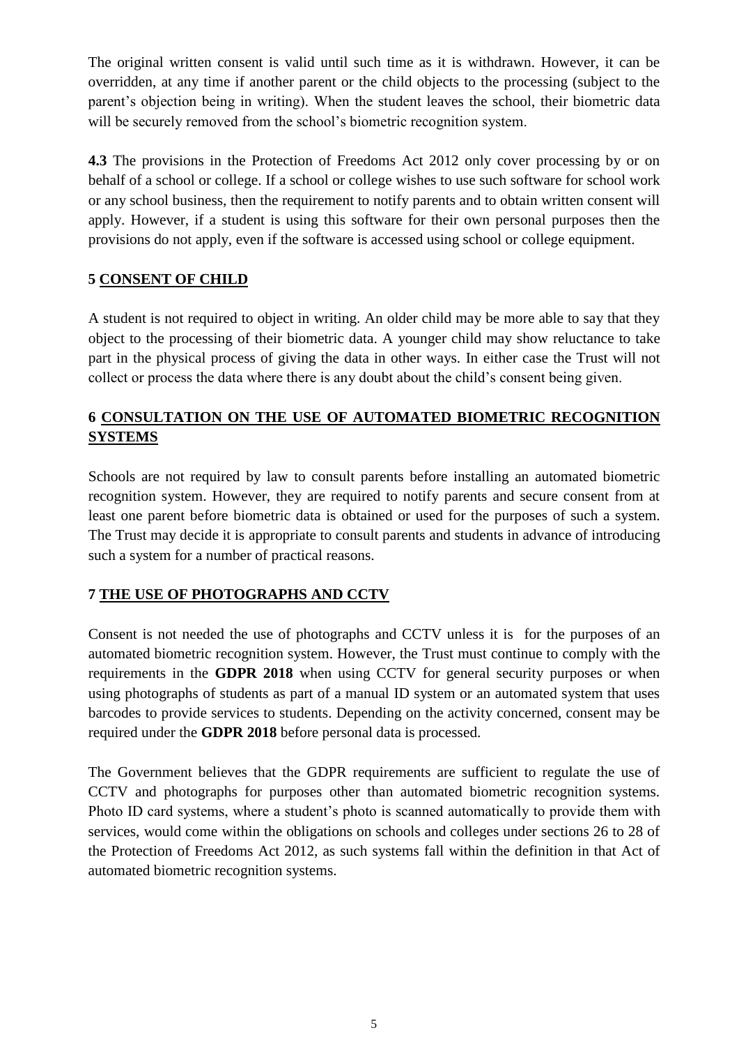The original written consent is valid until such time as it is withdrawn. However, it can be overridden, at any time if another parent or the child objects to the processing (subject to the parent's objection being in writing). When the student leaves the school, their biometric data will be securely removed from the school's biometric recognition system.

**4.3** The provisions in the Protection of Freedoms Act 2012 only cover processing by or on behalf of a school or college. If a school or college wishes to use such software for school work or any school business, then the requirement to notify parents and to obtain written consent will apply. However, if a student is using this software for their own personal purposes then the provisions do not apply, even if the software is accessed using school or college equipment.

## 5 CONSENT OF CHILD

A student is not required to object in writing. An older child may be more able to say that they object to the processing of their biometric data. A younger child may show reluctance to take part in the physical process of giving the data in other ways. In either case the Trust will not collect or process the data where there is any doubt about the child's consent being given.

## 6 CONSULTATION ON THE USE OF AUTOMATED BIOMETRIC RECOGNITION SYSTEMS

Schools are not required by law to consult parents before installing an automated biometric recognition system. However, they are required to notify parents and secure consent from at least one parent before biometric data is obtained or used for the purposes of such a system. The Trust may decide it is appropriate to consult parents and students in advance of introducing such a system for a number of practical reasons.

## 7 THE USE OF PHOTOGRAPHS AND CCTV

Consent is not needed the use of photographs and CCTV unless it is for the purposes of an automated biometric recognition system. However, the Trust must continue to comply with the requirements in the **GDPR 2018** when using CCTV for general security purposes or when using photographs of students as part of a manual ID system or an automated system that uses barcodes to provide services to students. Depending on the activity concerned, consent may be required under the **GDPR 2018** before personal data is processed.

The Government believes that the GDPR requirements are sufficient to regulate the use of CCTV and photographs for purposes other than automated biometric recognition systems. Photo ID card systems, where a student's photo is scanned automatically to provide them with services, would come within the obligations on schools and colleges under sections 26 to 28 of the Protection of Freedoms Act 2012, as such systems fall within the definition in that Act of automated biometric recognition systems.